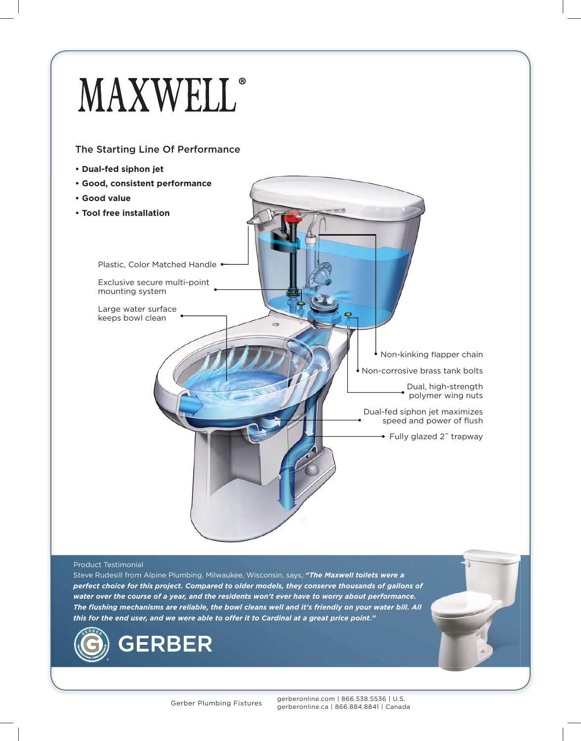# MAXWELL®

## The Starting Line Of Performance

- **Dual-fed siphon jet**
- **Good, consistent performance**
- **Good value**
- **Tool free installation**

Plastic, Color Matched Handle

Exclusive secure multi-point mounting system

Large water surface keeps bowl clean

Non-kinking flapper chain

Non-corrosive brass tank bolts

Dual, high-strength polymer wing nuts

Dual-fed siphon jet maximizes speed and power of flush

Fully glazed 2˝ trapway

Product Testimonial

Steve Rudesill from Alpine Plumbing, Milwaukee, Wisconsin, says, ***"The Maxwell toilets were a perfect choice for this project. Compared to older models, they conserve thousands of gallons of water over the course of a year, and the residents won't ever have to worry about performance. The flushing mechanisms are reliable, the bowl cleans well and it's friendly on your water bill. All this for the end user, and we were able to offer it to Cardinal at a great price point."***

GERBER

Gerber Plumbing Fixtures

gerberonline.com | 866.538.5536 | U.S.
gerberonline.ca | 866.884.8841 | Canada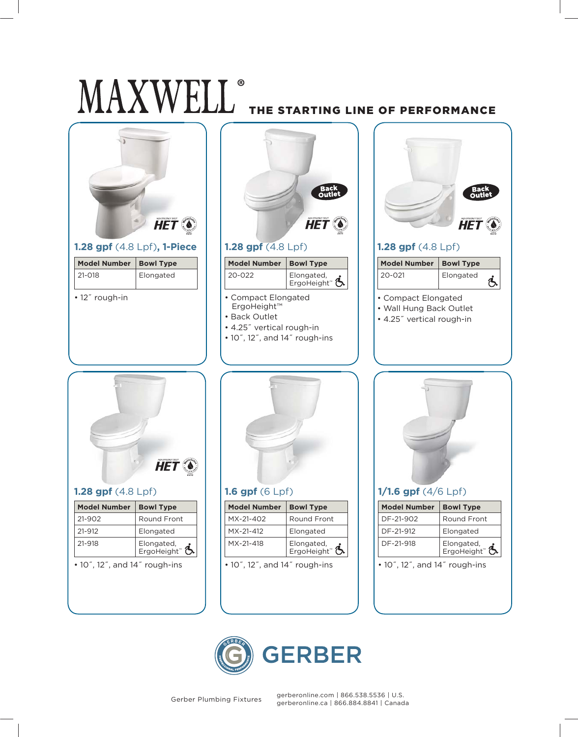# MAXWELL®

## THE STARTING LINE OF PERFORMANCE

HET

**1.28 gpf** (4.8 Lpf)**, 1-Piece**

| Model Number | Bowl Type |
|---|---|
| 21-018 | Elongated |

- 12˝ rough-in

Back Outlet

HET

**1.28 gpf** (4.8 Lpf)

| Model Number | Bowl Type |
|---|---|
| 20-022 | Elongated, ErgoHeight™ |

- Compact Elongated ErgoHeight™
- Back Outlet
- 4.25˝ vertical rough-in
- 10˝, 12˝, and 14˝ rough-ins

Back Outlet

HET

**1.28 gpf** (4.8 Lpf)

| Model Number | Bowl Type |
|---|---|
| 20-021 | Elongated |

- Compact Elongated
- Wall Hung Back Outlet
- 4.25˝ vertical rough-in

HET

**1.28 gpf** (4.8 Lpf)

| Model Number | Bowl Type |
|---|---|
| 21-902 | Round Front |
| 21-912 | Elongated |
| 21-918 | Elongated, ErgoHeight™ |

- 10˝, 12˝, and 14˝ rough-ins

**1.6 gpf** (6 Lpf)

| Model Number | Bowl Type |
|---|---|
| MX-21-402 | Round Front |
| MX-21-412 | Elongated |
| MX-21-418 | Elongated, ErgoHeight™ |

- 10˝, 12˝, and 14˝ rough-ins

**1/1.6 gpf** (4/6 Lpf)

| Model Number | Bowl Type |
|---|---|
| DF-21-902 | Round Front |
| DF-21-912 | Elongated |
| DF-21-918 | Elongated, ErgoHeight™ |

- 10˝, 12˝, and 14˝ rough-ins

GERBER

Gerber Plumbing Fixtures

gerberonline.com | 866.538.5536 | U.S.
gerberonline.ca | 866.884.8841 | Canada